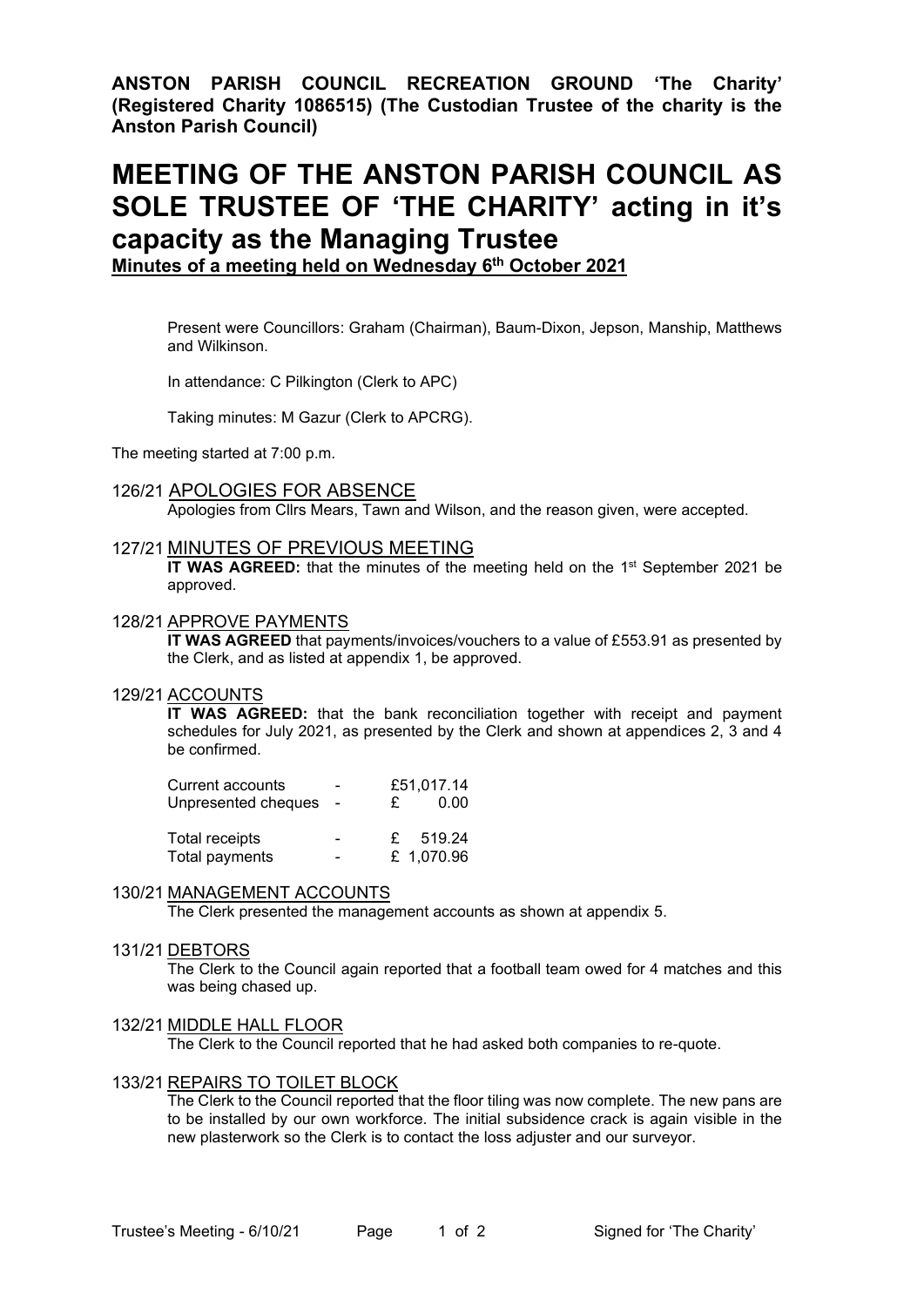**ANSTON PARISH COUNCIL RECREATION GROUND 'The Charity' (Registered Charity 1086515) (The Custodian Trustee of the charity is the Anston Parish Council)**

# MEETING OF THE ANSTON PARISH COUNCIL AS SOLE TRUSTEE OF 'THE CHARITY' acting in it's capacity as the Managing Trustee

**Minutes of a meeting held on Wednesday 6th October 2021**

Present were Councillors: Graham (Chairman), Baum-Dixon, Jepson, Manship, Matthews and Wilkinson.

In attendance: C Pilkington (Clerk to APC)

Taking minutes: M Gazur (Clerk to APCRG).

The meeting started at 7:00 p.m.

## 126/21 APOLOGIES FOR ABSENCE

Apologies from Cllrs Mears, Tawn and Wilson, and the reason given, were accepted.

## 127/21 MINUTES OF PREVIOUS MEETING

**IT WAS AGREED:** that the minutes of the meeting held on the 1st September 2021 be approved.

## 128/21 APPROVE PAYMENTS

**IT WAS AGREED** that payments/invoices/vouchers to a value of £553.91 as presented by the Clerk, and as listed at appendix 1, be approved.

## 129/21 ACCOUNTS

**IT WAS AGREED:** that the bank reconciliation together with receipt and payment schedules for July 2021, as presented by the Clerk and shown at appendices 2, 3 and 4 be confirmed.

| | | |
|---|---|---|
| Current accounts | - | £51,017.14 |
| Unpresented cheques | - | £ 0.00 |
| Total receipts | - | £ 519.24 |
| Total payments | - | £ 1,070.96 |

## 130/21 MANAGEMENT ACCOUNTS

The Clerk presented the management accounts as shown at appendix 5.

## 131/21 DEBTORS

The Clerk to the Council again reported that a football team owed for 4 matches and this was being chased up.

## 132/21 MIDDLE HALL FLOOR

The Clerk to the Council reported that he had asked both companies to re-quote.

## 133/21 REPAIRS TO TOILET BLOCK

The Clerk to the Council reported that the floor tiling was now complete. The new pans are to be installed by our own workforce. The initial subsidence crack is again visible in the new plasterwork so the Clerk is to contact the loss adjuster and our surveyor.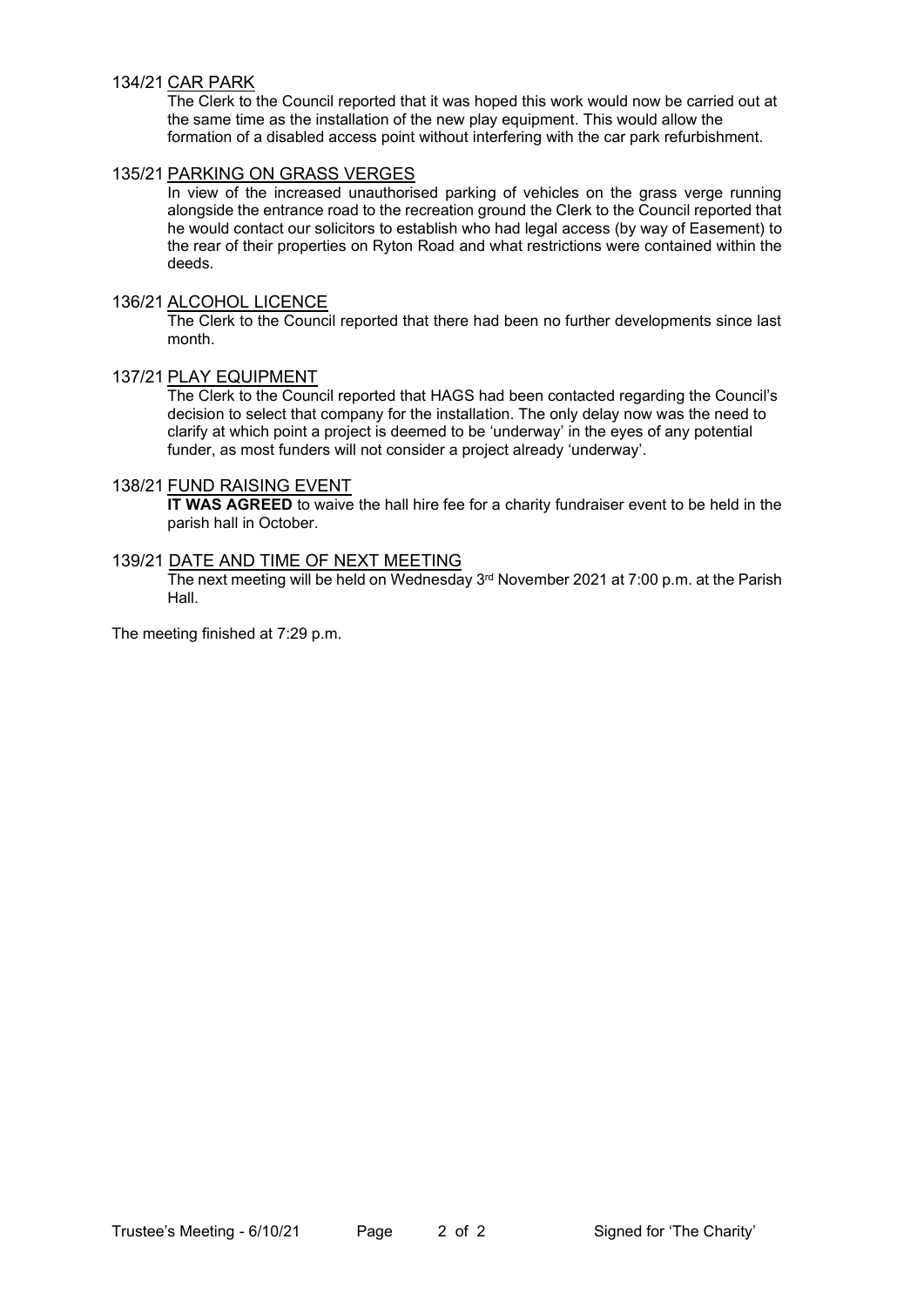134/21 CAR PARK

The Clerk to the Council reported that it was hoped this work would now be carried out at the same time as the installation of the new play equipment. This would allow the formation of a disabled access point without interfering with the car park refurbishment.

135/21 PARKING ON GRASS VERGES

In view of the increased unauthorised parking of vehicles on the grass verge running alongside the entrance road to the recreation ground the Clerk to the Council reported that he would contact our solicitors to establish who had legal access (by way of Easement) to the rear of their properties on Ryton Road and what restrictions were contained within the deeds.

136/21 ALCOHOL LICENCE

The Clerk to the Council reported that there had been no further developments since last month.

137/21 PLAY EQUIPMENT

The Clerk to the Council reported that HAGS had been contacted regarding the Council's decision to select that company for the installation. The only delay now was the need to clarify at which point a project is deemed to be 'underway' in the eyes of any potential funder, as most funders will not consider a project already 'underway'.

138/21 FUND RAISING EVENT

**IT WAS AGREED** to waive the hall hire fee for a charity fundraiser event to be held in the parish hall in October.

139/21 DATE AND TIME OF NEXT MEETING

The next meeting will be held on Wednesday 3rd November 2021 at 7:00 p.m. at the Parish Hall.

The meeting finished at 7:29 p.m.